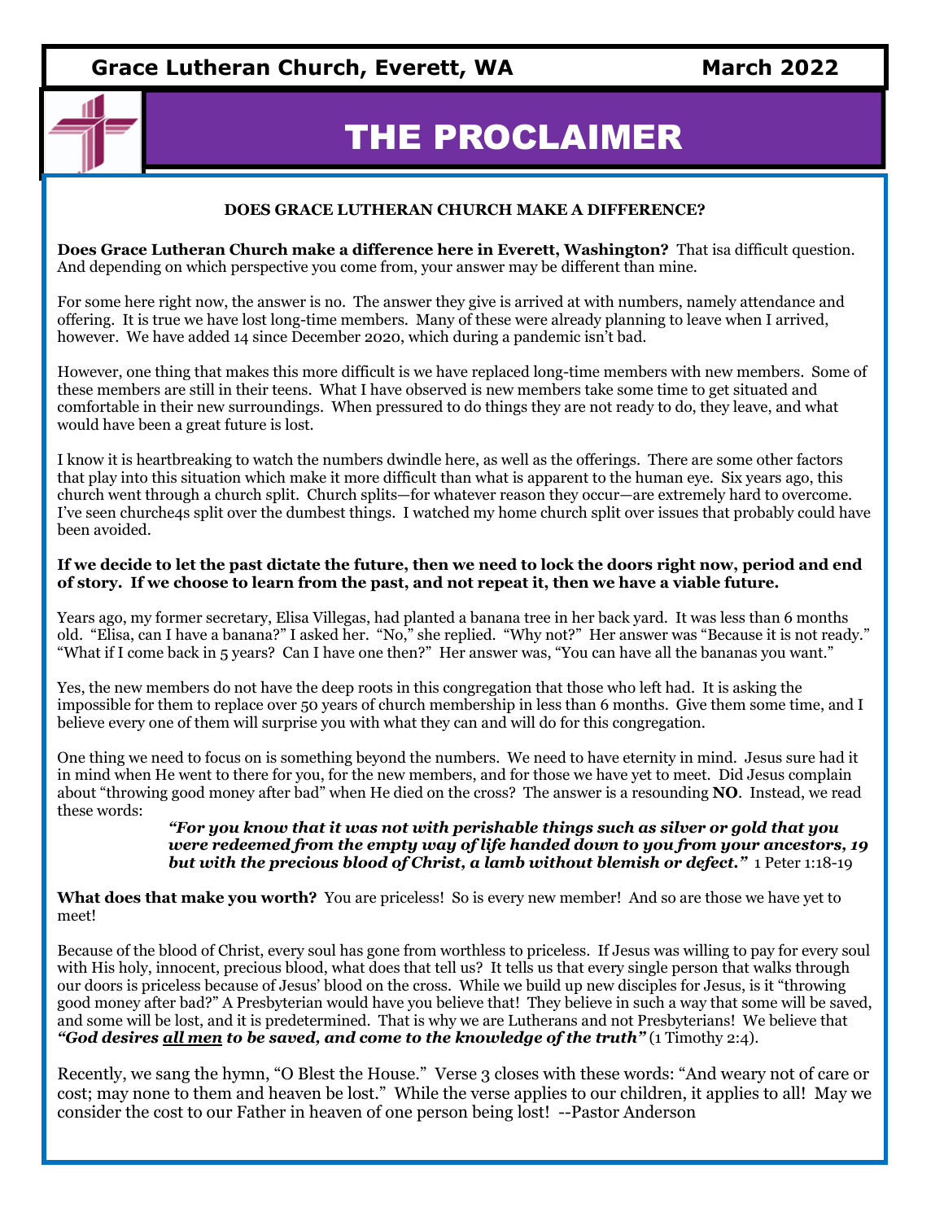Grace Lutheran Church, Everett, WA March 2022

# THE PROCLAIMER

## DOES GRACE LUTHERAN CHURCH MAKE A DIFFERENCE?

**Does Grace Lutheran Church make a difference here in Everett, Washington?** That isa difficult question. And depending on which perspective you come from, your answer may be different than mine.

For some here right now, the answer is no. The answer they give is arrived at with numbers, namely attendance and offering. It is true we have lost long-time members. Many of these were already planning to leave when I arrived, however. We have added 14 since December 2020, which during a pandemic isn't bad.

However, one thing that makes this more difficult is we have replaced long-time members with new members. Some of these members are still in their teens. What I have observed is new members take some time to get situated and comfortable in their new surroundings. When pressured to do things they are not ready to do, they leave, and what would have been a great future is lost.

I know it is heartbreaking to watch the numbers dwindle here, as well as the offerings. There are some other factors that play into this situation which make it more difficult than what is apparent to the human eye. Six years ago, this church went through a church split. Church splits—for whatever reason they occur—are extremely hard to overcome. I've seen churche4s split over the dumbest things. I watched my home church split over issues that probably could have been avoided.

**If we decide to let the past dictate the future, then we need to lock the doors right now, period and end of story. If we choose to learn from the past, and not repeat it, then we have a viable future.**

Years ago, my former secretary, Elisa Villegas, had planted a banana tree in her back yard. It was less than 6 months old. "Elisa, can I have a banana?" I asked her. "No," she replied. "Why not?" Her answer was "Because it is not ready." "What if I come back in 5 years? Can I have one then?" Her answer was, "You can have all the bananas you want."

Yes, the new members do not have the deep roots in this congregation that those who left had. It is asking the impossible for them to replace over 50 years of church membership in less than 6 months. Give them some time, and I believe every one of them will surprise you with what they can and will do for this congregation.

One thing we need to focus on is something beyond the numbers. We need to have eternity in mind. Jesus sure had it in mind when He went to there for you, for the new members, and for those we have yet to meet. Did Jesus complain about "throwing good money after bad" when He died on the cross? The answer is a resounding **NO**. Instead, we read these words:

> ***"For you know that it was not with perishable things such as silver or gold that you were redeemed from the empty way of life handed down to you from your ancestors, 19 but with the precious blood of Christ, a lamb without blemish or defect."*** 1 Peter 1:18-19

**What does that make you worth?** You are priceless! So is every new member! And so are those we have yet to meet!

Because of the blood of Christ, every soul has gone from worthless to priceless. If Jesus was willing to pay for every soul with His holy, innocent, precious blood, what does that tell us? It tells us that every single person that walks through our doors is priceless because of Jesus' blood on the cross. While we build up new disciples for Jesus, is it "throwing good money after bad?" A Presbyterian would have you believe that! They believe in such a way that some will be saved, and some will be lost, and it is predetermined. That is why we are Lutherans and not Presbyterians! We believe that ***"God desires <u>all men</u> to be saved, and come to the knowledge of the truth"*** (1 Timothy 2:4).

Recently, we sang the hymn, "O Blest the House." Verse 3 closes with these words: "And weary not of care or cost; may none to them and heaven be lost." While the verse applies to our children, it applies to all! May we consider the cost to our Father in heaven of one person being lost! --Pastor Anderson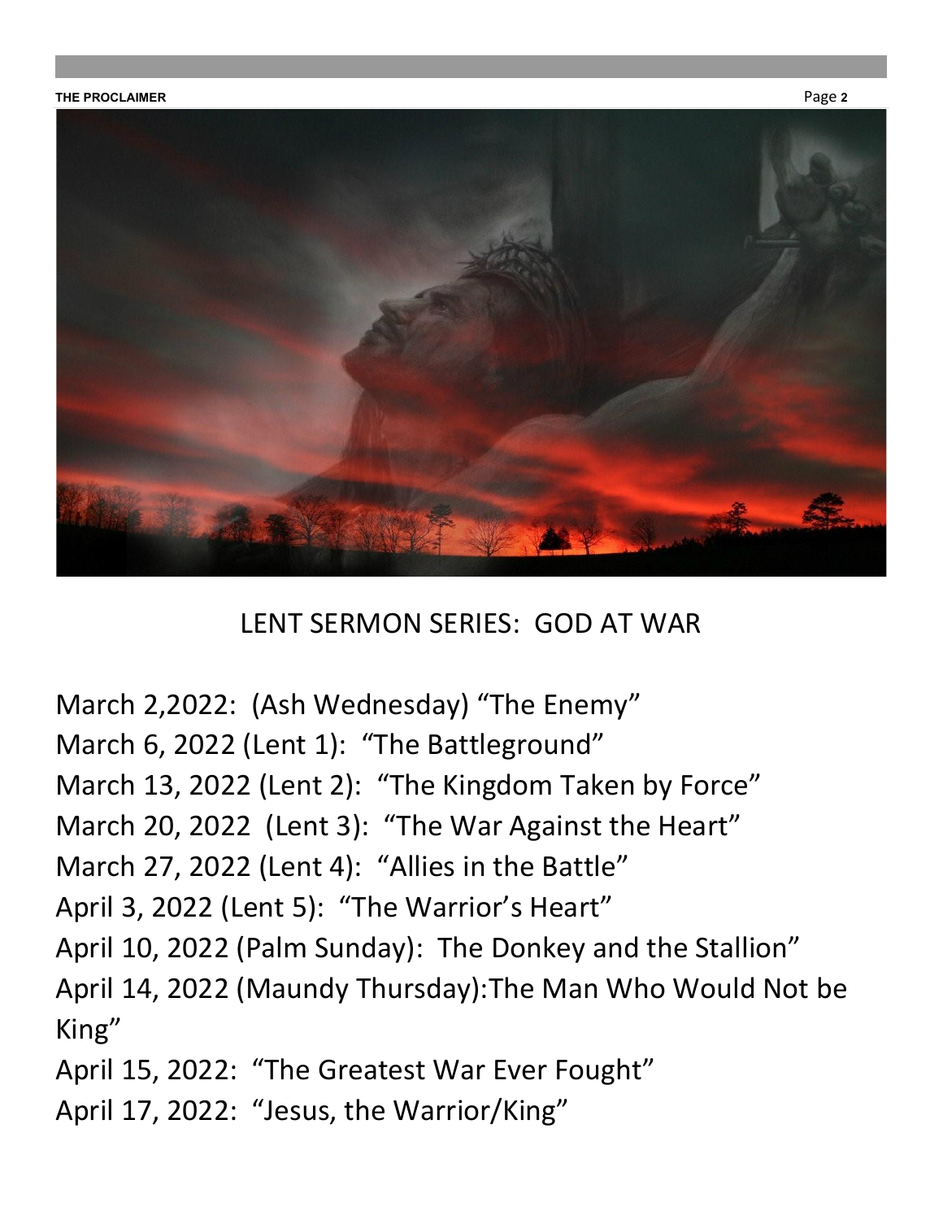LENT SERMON SERIES: GOD AT WAR

March 2,2022: (Ash Wednesday) "The Enemy"
March 6, 2022 (Lent 1): "The Battleground"
March 13, 2022 (Lent 2): "The Kingdom Taken by Force"
March 20, 2022 (Lent 3): "The War Against the Heart"
March 27, 2022 (Lent 4): "Allies in the Battle"
April 3, 2022 (Lent 5): "The Warrior's Heart"
April 10, 2022 (Palm Sunday): The Donkey and the Stallion"
April 14, 2022 (Maundy Thursday):The Man Who Would Not be King"
April 15, 2022: "The Greatest War Ever Fought"
April 17, 2022: "Jesus, the Warrior/King"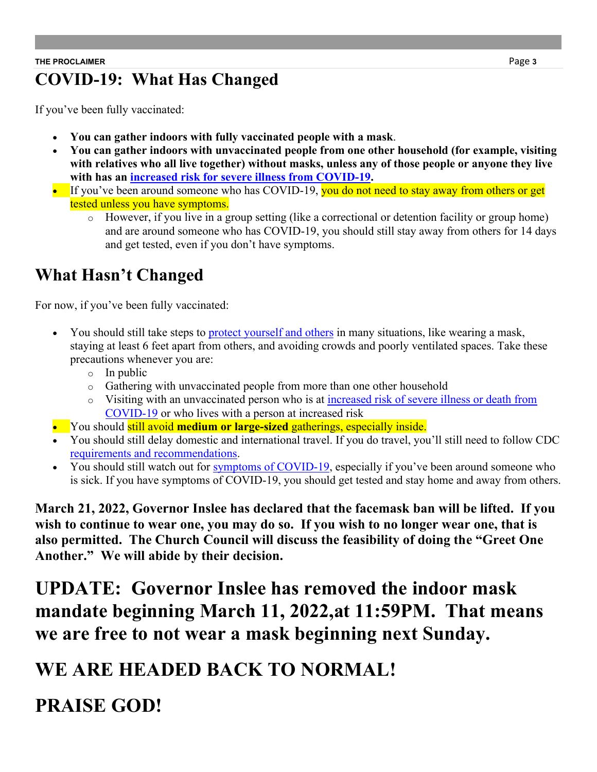# COVID-19: What Has Changed

If you've been fully vaccinated:

- **You can gather indoors with fully vaccinated people with a mask**.
- **You can gather indoors with unvaccinated people from one other household (for example, visiting with relatives who all live together) without masks, unless any of those people or anyone they live with has an increased risk for severe illness from COVID-19.**
- If you've been around someone who has COVID-19, you do not need to stay away from others or get tested unless you have symptoms.
  - However, if you live in a group setting (like a correctional or detention facility or group home) and are around someone who has COVID-19, you should still stay away from others for 14 days and get tested, even if you don't have symptoms.

## What Hasn't Changed

For now, if you've been fully vaccinated:

- You should still take steps to protect yourself and others in many situations, like wearing a mask, staying at least 6 feet apart from others, and avoiding crowds and poorly ventilated spaces. Take these precautions whenever you are:
  - In public
  - Gathering with unvaccinated people from more than one other household
  - Visiting with an unvaccinated person who is at increased risk of severe illness or death from COVID-19 or who lives with a person at increased risk
- You should still avoid **medium or large-sized** gatherings, especially inside.
- You should still delay domestic and international travel. If you do travel, you'll still need to follow CDC requirements and recommendations.
- You should still watch out for symptoms of COVID-19, especially if you've been around someone who is sick. If you have symptoms of COVID-19, you should get tested and stay home and away from others.

**March 21, 2022, Governor Inslee has declared that the facemask ban will be lifted. If you wish to continue to wear one, you may do so. If you wish to no longer wear one, that is also permitted. The Church Council will discuss the feasibility of doing the "Greet One Another." We will abide by their decision.**

# UPDATE: Governor Inslee has removed the indoor mask mandate beginning March 11, 2022,at 11:59PM. That means we are free to not wear a mask beginning next Sunday.

# WE ARE HEADED BACK TO NORMAL!

# PRAISE GOD!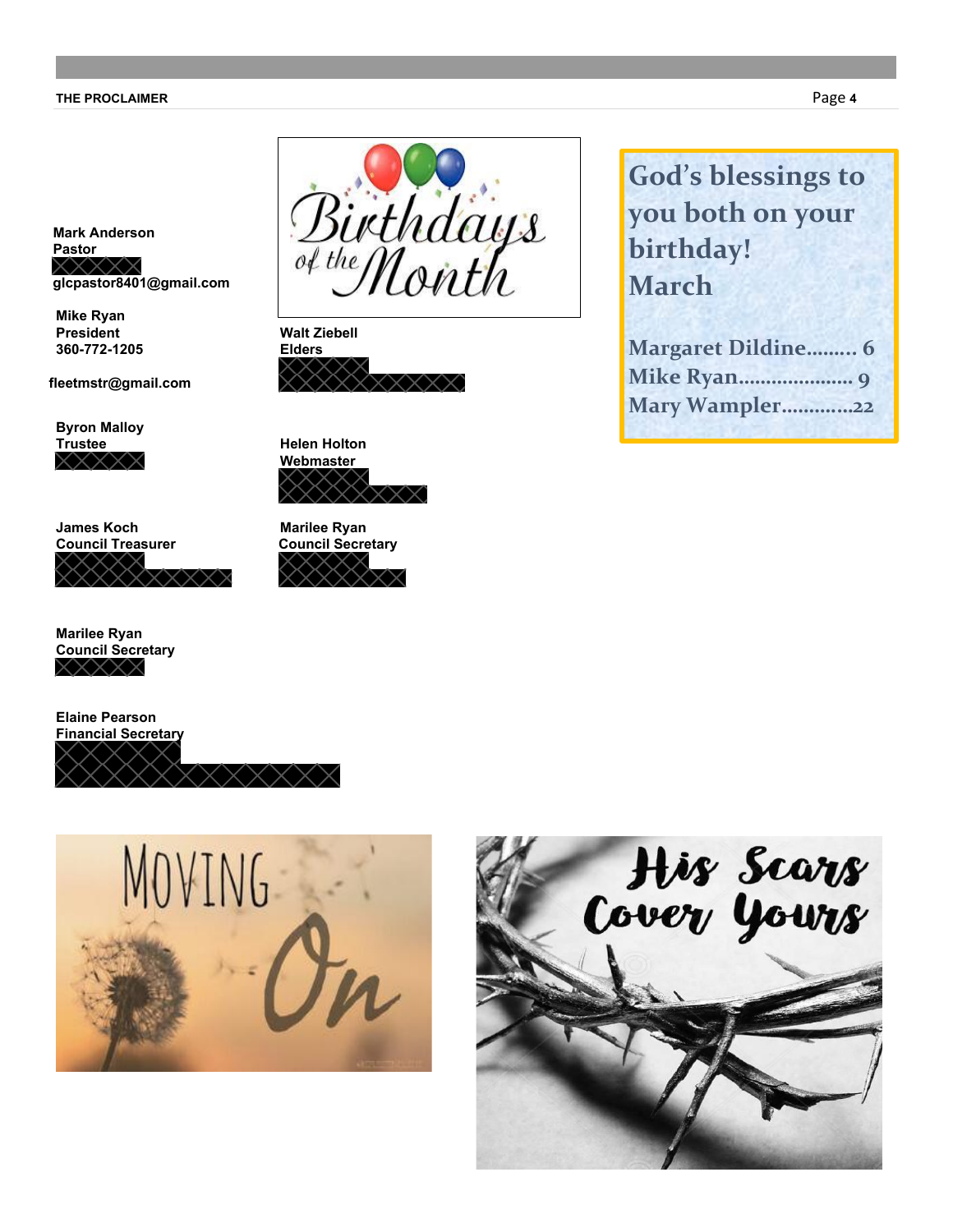**Mark Anderson**
**Pastor**

**glcpastor8401@gmail.com**

**Mike Ryan**
**President**
**360-772-1205**

**fleetmstr@gmail.com**

**Byron Malloy**
**Trustee**

**James Koch**
**Council Treasurer**

**Marilee Ryan**
**Council Secretary**

**Elaine Pearson**
**Financial Secretary**

Birthdays of the Month

**Walt Ziebell**
**Elders**

**Helen Holton**
**Webmaster**

**Marilee Ryan**
**Council Secretary**

## God's blessings to you both on your birthday!

## March

Margaret Dildine......... 6
Mike Ryan..................... 9
Mary Wampler.............22

MOVING On

His Scars Cover Yours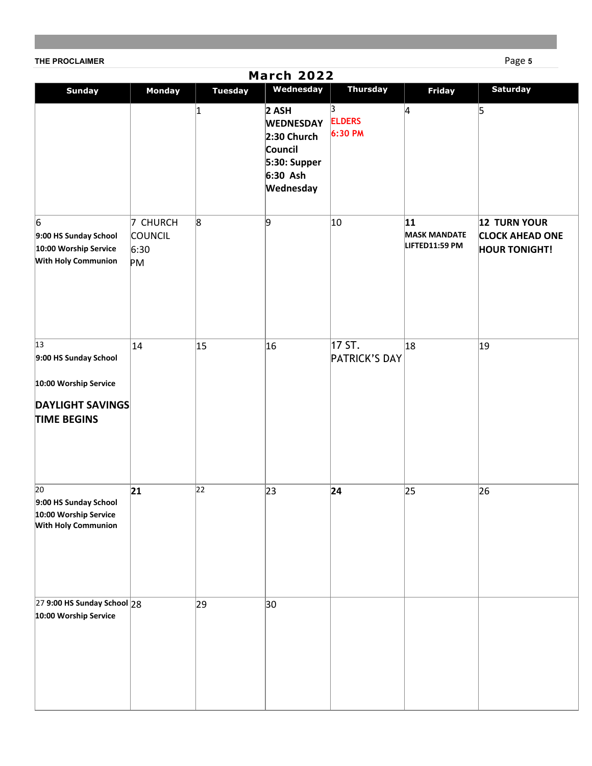## March 2022

| Sunday | Monday | Tuesday | Wednesday | Thursday | Friday | Saturday |
|---|---|---|---|---|---|---|
| | | 1 | **2 ASH WEDNESDAY 2:30 Church Council 5:30: Supper 6:30 Ash Wednesday** | 3 **ELDERS 6:30 PM** | 4 | 5 |
| 6 **9:00 HS Sunday School 10:00 Worship Service With Holy Communion** | 7 CHURCH COUNCIL 6:30 PM | 8 | 9 | 10 | **11 MASK MANDATE LIFTED11:59 PM** | **12 TURN YOUR CLOCK AHEAD ONE HOUR TONIGHT!** |
| 13 **9:00 HS Sunday School 10:00 Worship Service DAYLIGHT SAVINGS TIME BEGINS** | 14 | 15 | 16 | 17 ST. PATRICK'S DAY | 18 | 19 |
| 20 **9:00 HS Sunday School 10:00 Worship Service With Holy Communion** | **21** | 22 | 23 | **24** | 25 | 26 |
| 27 **9:00 HS Sunday School 10:00 Worship Service** | 28 | 29 | 30 | | | |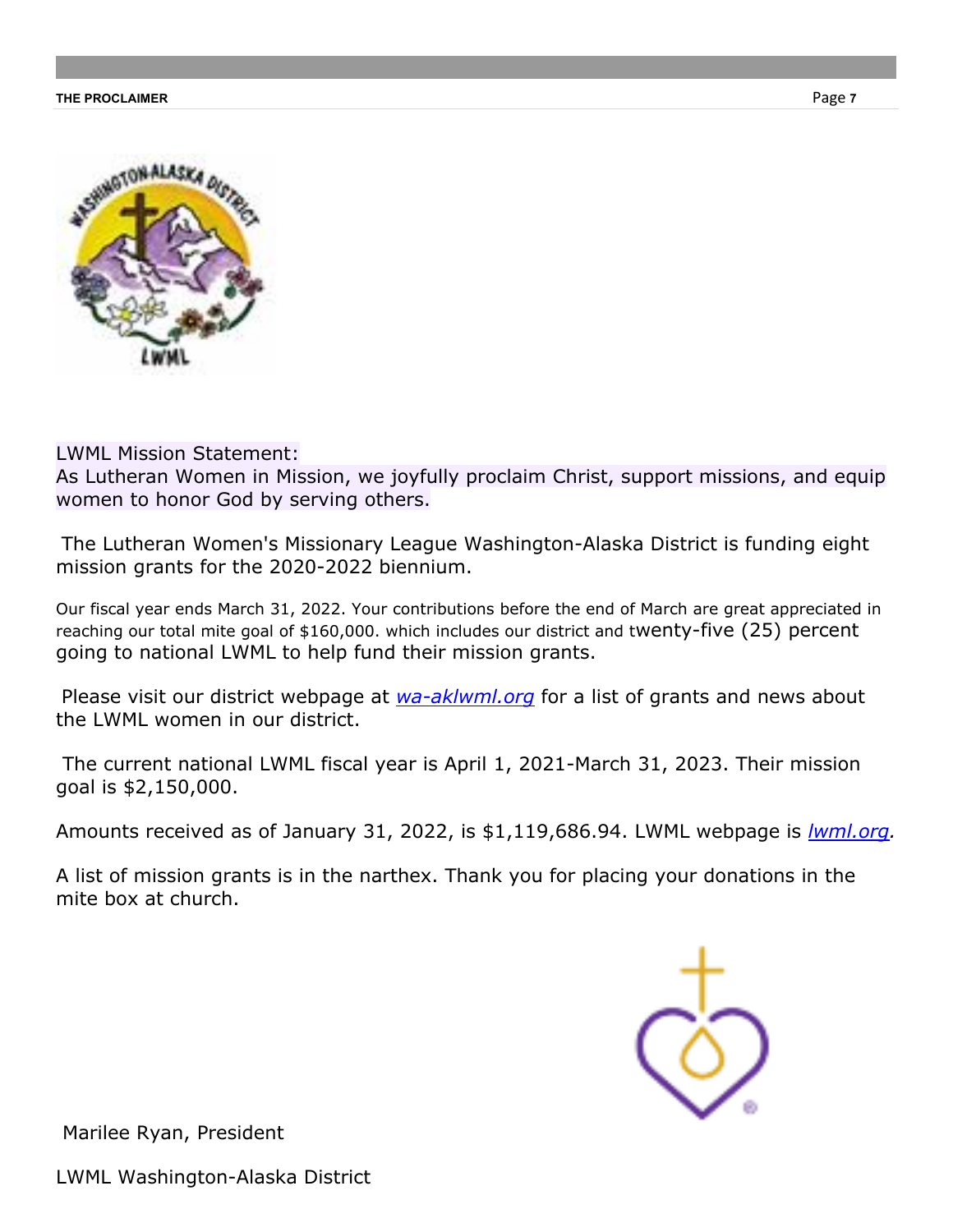LWML Mission Statement:
As Lutheran Women in Mission, we joyfully proclaim Christ, support missions, and equip women to honor God by serving others.

The Lutheran Women's Missionary League Washington-Alaska District is funding eight mission grants for the 2020-2022 biennium.

Our fiscal year ends March 31, 2022. Your contributions before the end of March are great appreciated in reaching our total mite goal of $160,000. which includes our district and twenty-five (25) percent going to national LWML to help fund their mission grants.

Please visit our district webpage at *wa-aklwml.org* for a list of grants and news about the LWML women in our district.

The current national LWML fiscal year is April 1, 2021-March 31, 2023. Their mission goal is $2,150,000.

Amounts received as of January 31, 2022, is $1,119,686.94. LWML webpage is *lwml.org*.

A list of mission grants is in the narthex. Thank you for placing your donations in the mite box at church.

Marilee Ryan, President

LWML Washington-Alaska District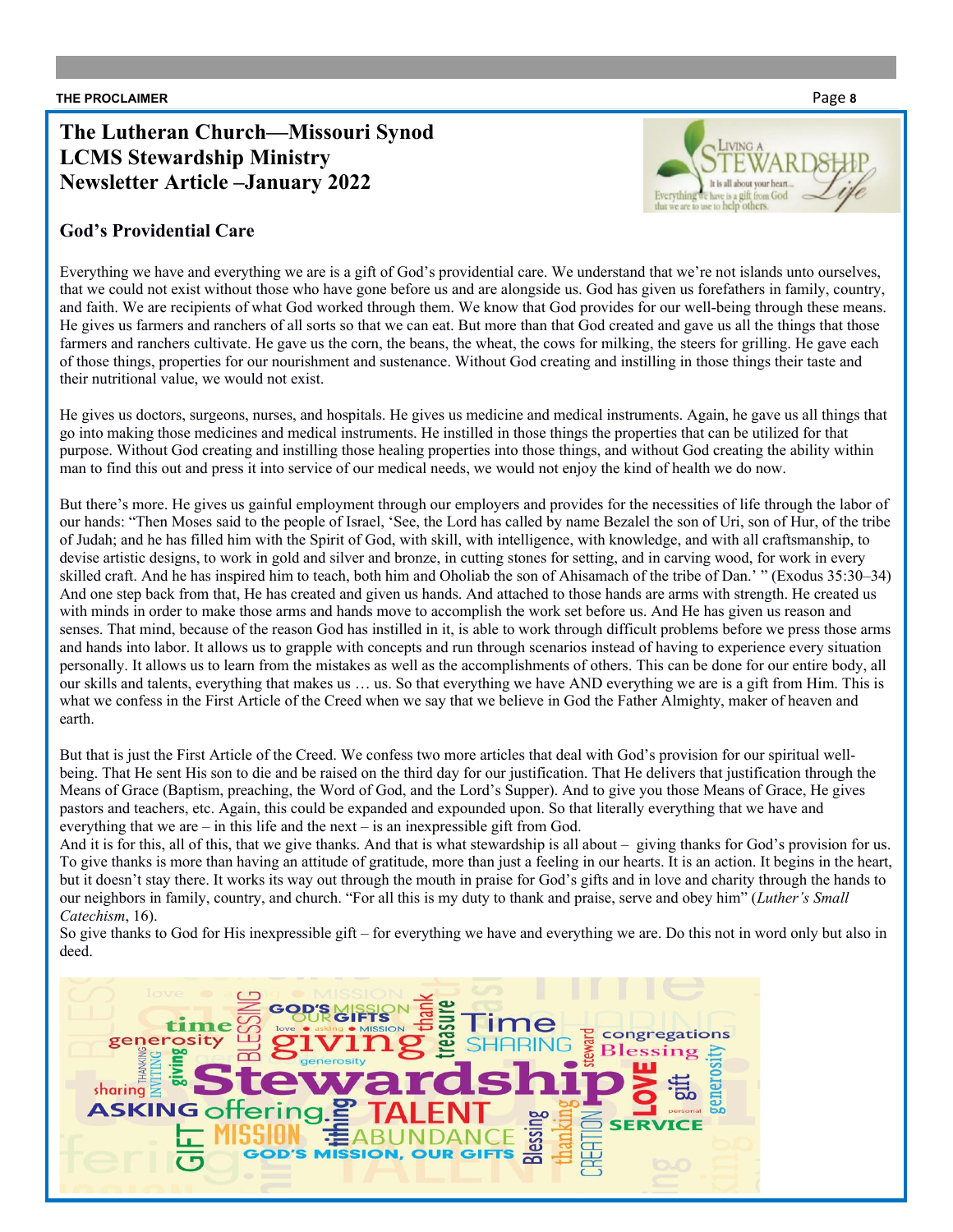# The Lutheran Church—Missouri Synod
# LCMS Stewardship Ministry
# Newsletter Article –January 2022

## God's Providential Care

Everything we have and everything we are is a gift of God's providential care. We understand that we're not islands unto ourselves, that we could not exist without those who have gone before us and are alongside us. God has given us forefathers in family, country, and faith. We are recipients of what God worked through them. We know that God provides for our well-being through these means. He gives us farmers and ranchers of all sorts so that we can eat. But more than that God created and gave us all the things that those farmers and ranchers cultivate. He gave us the corn, the beans, the wheat, the cows for milking, the steers for grilling. He gave each of those things, properties for our nourishment and sustenance. Without God creating and instilling in those things their taste and their nutritional value, we would not exist.

He gives us doctors, surgeons, nurses, and hospitals. He gives us medicine and medical instruments. Again, he gave us all things that go into making those medicines and medical instruments. He instilled in those things the properties that can be utilized for that purpose. Without God creating and instilling those healing properties into those things, and without God creating the ability within man to find this out and press it into service of our medical needs, we would not enjoy the kind of health we do now.

But there's more. He gives us gainful employment through our employers and provides for the necessities of life through the labor of our hands: "Then Moses said to the people of Israel, 'See, the Lord has called by name Bezalel the son of Uri, son of Hur, of the tribe of Judah; and he has filled him with the Spirit of God, with skill, with intelligence, with knowledge, and with all craftsmanship, to devise artistic designs, to work in gold and silver and bronze, in cutting stones for setting, and in carving wood, for work in every skilled craft. And he has inspired him to teach, both him and Oholiab the son of Ahisamach of the tribe of Dan.' " (Exodus 35:30–34) And one step back from that, He has created and given us hands. And attached to those hands are arms with strength. He created us with minds in order to make those arms and hands move to accomplish the work set before us. And He has given us reason and senses. That mind, because of the reason God has instilled in it, is able to work through difficult problems before we press those arms and hands into labor. It allows us to grapple with concepts and run through scenarios instead of having to experience every situation personally. It allows us to learn from the mistakes as well as the accomplishments of others. This can be done for our entire body, all our skills and talents, everything that makes us … us. So that everything we have AND everything we are is a gift from Him. This is what we confess in the First Article of the Creed when we say that we believe in God the Father Almighty, maker of heaven and earth.

But that is just the First Article of the Creed. We confess two more articles that deal with God's provision for our spiritual well-being. That He sent His son to die and be raised on the third day for our justification. That He delivers that justification through the Means of Grace (Baptism, preaching, the Word of God, and the Lord's Supper). And to give you those Means of Grace, He gives pastors and teachers, etc. Again, this could be expanded and expounded upon. So that literally everything that we have and everything that we are – in this life and the next – is an inexpressible gift from God.

And it is for this, all of this, that we give thanks. And that is what stewardship is all about – giving thanks for God's provision for us. To give thanks is more than having an attitude of gratitude, more than just a feeling in our hearts. It is an action. It begins in the heart, but it doesn't stay there. It works its way out through the mouth in praise for God's gifts and in love and charity through the hands to our neighbors in family, country, and church. "For all this is my duty to thank and praise, serve and obey him" (*Luther's Small Catechism*, 16).

So give thanks to God for His inexpressible gift – for everything we have and everything we are. Do this not in word only but also in deed.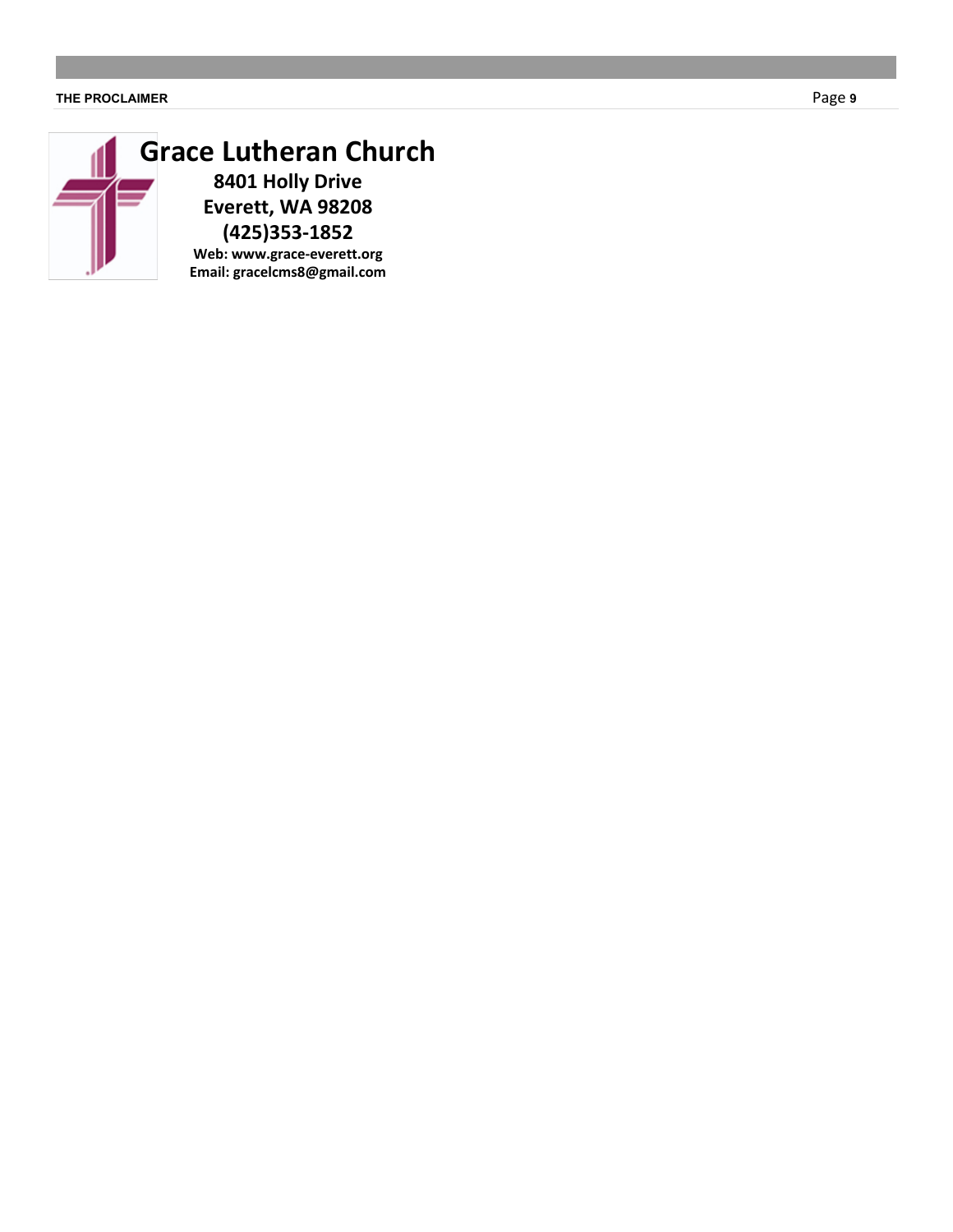# Grace Lutheran Church

**8401 Holly Drive**
**Everett, WA 98208**
**(425)353-1852**
**Web: www.grace-everett.org**
**Email: gracelcms8@gmail.com**